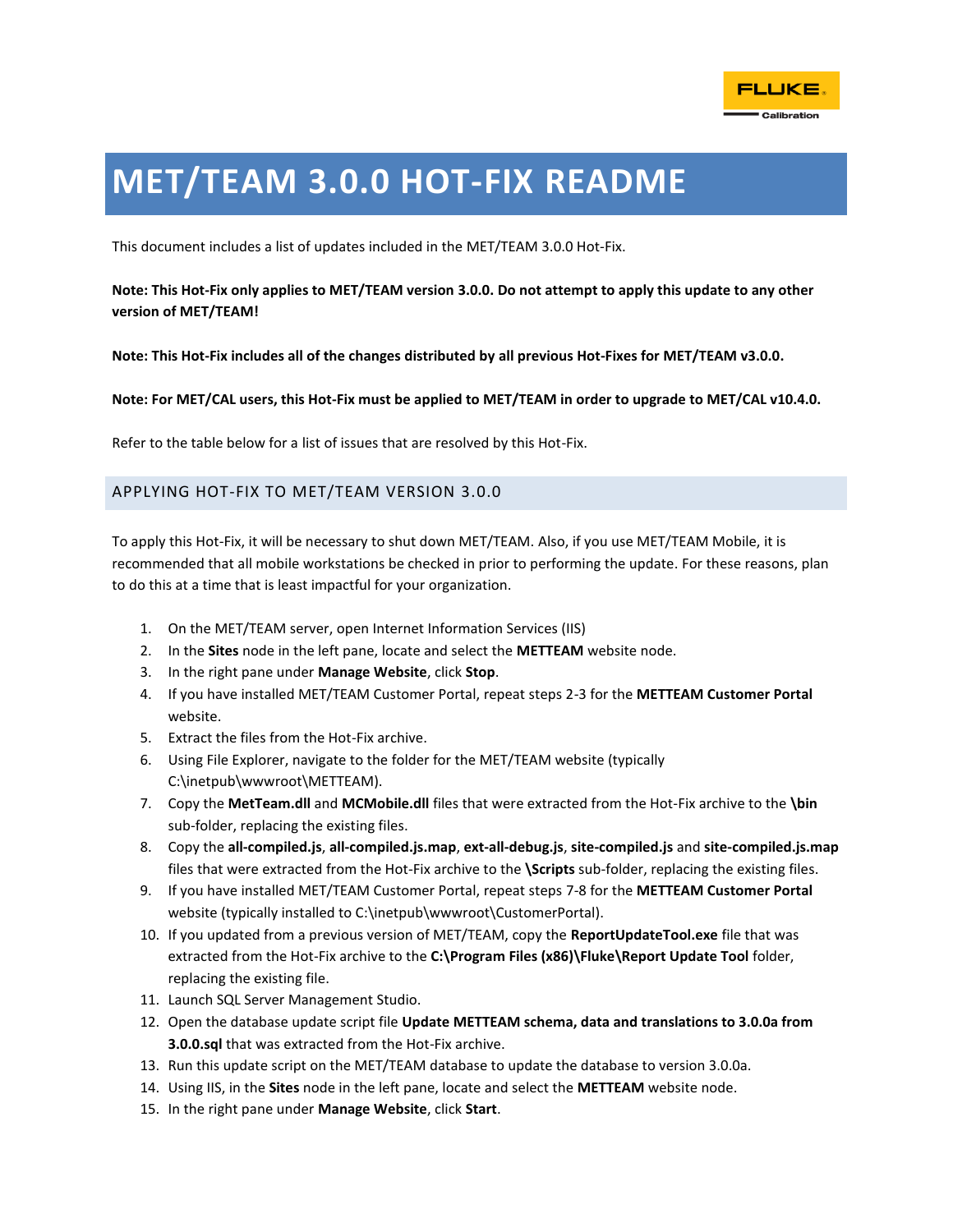# MET/TEAM 3.0.0 HOT-FIX README

This document includes a list of updates included in the MET/TEAM 3.0.0 Hot-Fix.

**Note: This Hot-Fix only applies to MET/TEAM version 3.0.0. Do not attempt to apply this update to any other version of MET/TEAM!**

**Note: This Hot-Fix includes all of the changes distributed by all previous Hot-Fixes for MET/TEAM v3.0.0.**

**Note: For MET/CAL users, this Hot-Fix must be applied to MET/TEAM in order to upgrade to MET/CAL v10.4.0.**

Refer to the table below for a list of issues that are resolved by this Hot-Fix.

## APPLYING HOT-FIX TO MET/TEAM VERSION 3.0.0

To apply this Hot-Fix, it will be necessary to shut down MET/TEAM. Also, if you use MET/TEAM Mobile, it is recommended that all mobile workstations be checked in prior to performing the update. For these reasons, plan to do this at a time that is least impactful for your organization.

1. On the MET/TEAM server, open Internet Information Services (IIS)
2. In the **Sites** node in the left pane, locate and select the **METTEAM** website node.
3. In the right pane under **Manage Website**, click **Stop**.
4. If you have installed MET/TEAM Customer Portal, repeat steps 2-3 for the **METTEAM Customer Portal** website.
5. Extract the files from the Hot-Fix archive.
6. Using File Explorer, navigate to the folder for the MET/TEAM website (typically C:\inetpub\wwwroot\METTEAM).
7. Copy the **MetTeam.dll** and **MCMobile.dll** files that were extracted from the Hot-Fix archive to the **\bin** sub-folder, replacing the existing files.
8. Copy the **all-compiled.js**, **all-compiled.js.map**, **ext-all-debug.js**, **site-compiled.js** and **site-compiled.js.map** files that were extracted from the Hot-Fix archive to the **\Scripts** sub-folder, replacing the existing files.
9. If you have installed MET/TEAM Customer Portal, repeat steps 7-8 for the **METTEAM Customer Portal** website (typically installed to C:\inetpub\wwwroot\CustomerPortal).
10. If you updated from a previous version of MET/TEAM, copy the **ReportUpdateTool.exe** file that was extracted from the Hot-Fix archive to the **C:\Program Files (x86)\Fluke\Report Update Tool** folder, replacing the existing file.
11. Launch SQL Server Management Studio.
12. Open the database update script file **Update METTEAM schema, data and translations to 3.0.0a from 3.0.0.sql** that was extracted from the Hot-Fix archive.
13. Run this update script on the MET/TEAM database to update the database to version 3.0.0a.
14. Using IIS, in the **Sites** node in the left pane, locate and select the **METTEAM** website node.
15. In the right pane under **Manage Website**, click **Start**.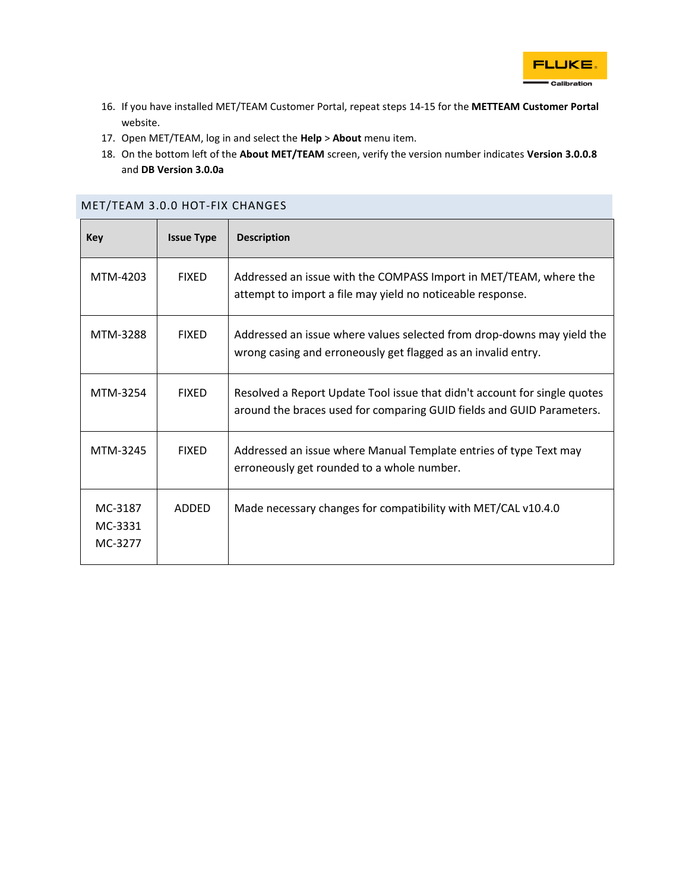16. If you have installed MET/TEAM Customer Portal, repeat steps 14-15 for the **METTEAM Customer Portal** website.
17. Open MET/TEAM, log in and select the **Help** > **About** menu item.
18. On the bottom left of the **About MET/TEAM** screen, verify the version number indicates **Version 3.0.0.8** and **DB Version 3.0.0a**

## MET/TEAM 3.0.0 HOT-FIX CHANGES

| Key | Issue Type | Description |
|---|---|---|
| MTM-4203 | FIXED | Addressed an issue with the COMPASS Import in MET/TEAM, where the attempt to import a file may yield no noticeable response. |
| MTM-3288 | FIXED | Addressed an issue where values selected from drop-downs may yield the wrong casing and erroneously get flagged as an invalid entry. |
| MTM-3254 | FIXED | Resolved a Report Update Tool issue that didn't account for single quotes around the braces used for comparing GUID fields and GUID Parameters. |
| MTM-3245 | FIXED | Addressed an issue where Manual Template entries of type Text may erroneously get rounded to a whole number. |
| MC-3187<br>MC-3331<br>MC-3277 | ADDED | Made necessary changes for compatibility with MET/CAL v10.4.0 |